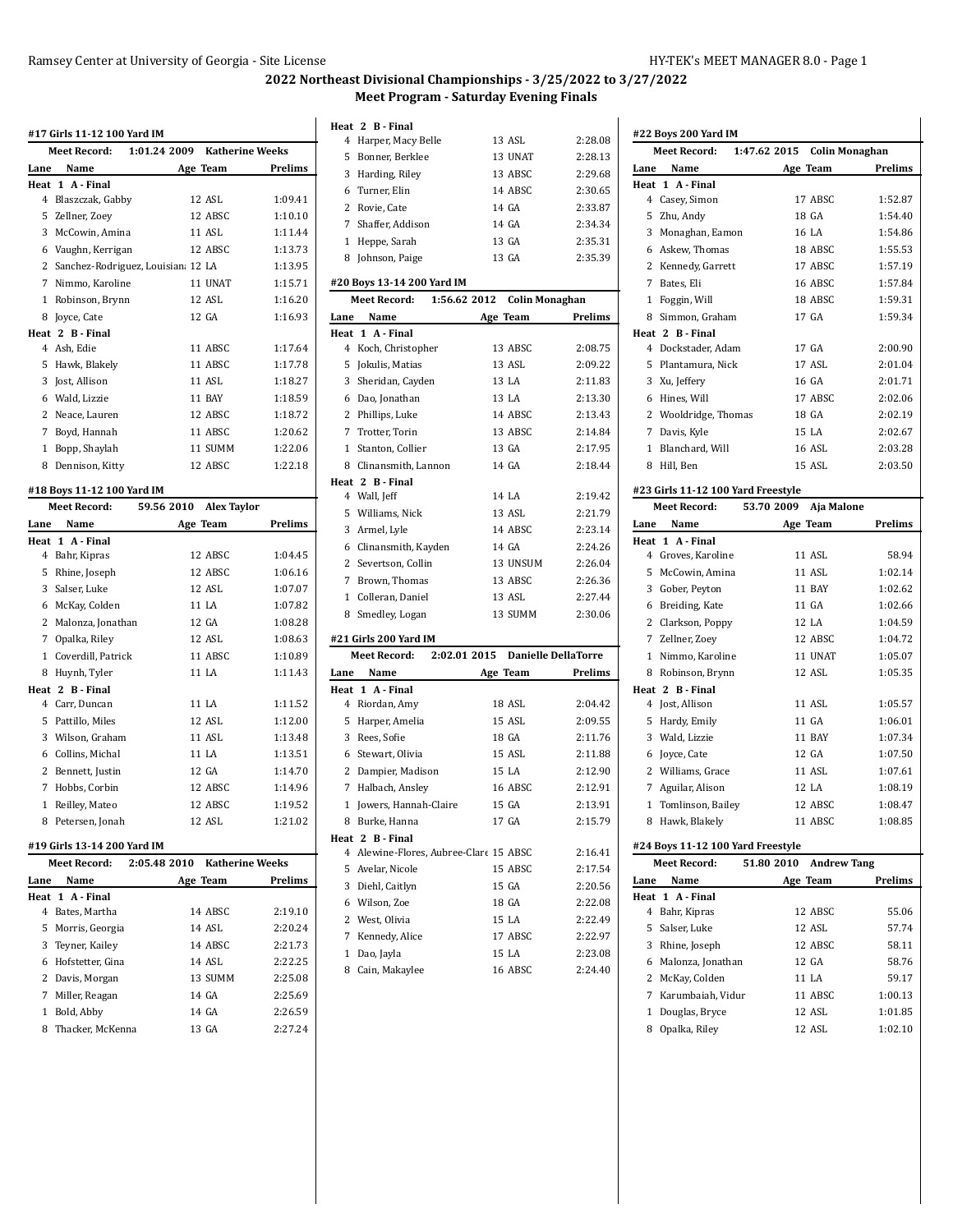## 2022 Northeast Divisional Championships - 3/25/2022 to 3/27/2022

### Meet Program - Saturday Evening Finals

#### #17 Girls 11-12 100 Yard IM

Meet Record: 1:01.24 2009 Katherine Weeks

| Lane | Name | Age | Team | Prelims |
|---|---|---|---|---|
| **Heat 1 A - Final** | | | | |
| 4 | Blaszczak, Gabby | 12 | ASL | 1:09.41 |
| 5 | Zellner, Zoey | 12 | ABSC | 1:10.10 |
| 3 | McCowin, Amina | 11 | ASL | 1:11.44 |
| 6 | Vaughn, Kerrigan | 12 | ABSC | 1:13.73 |
| 2 | Sanchez-Rodriguez, Louisian | 12 | LA | 1:13.95 |
| 7 | Nimmo, Karoline | 11 | UNAT | 1:15.71 |
| 1 | Robinson, Brynn | 12 | ASL | 1:16.20 |
| 8 | Joyce, Cate | 12 | GA | 1:16.93 |
| **Heat 2 B - Final** | | | | |
| 4 | Ash, Edie | 11 | ABSC | 1:17.64 |
| 5 | Hawk, Blakely | 11 | ABSC | 1:17.78 |
| 3 | Jost, Allison | 11 | ASL | 1:18.27 |
| 6 | Wald, Lizzie | 11 | BAY | 1:18.59 |
| 2 | Neace, Lauren | 12 | ABSC | 1:18.72 |
| 7 | Boyd, Hannah | 11 | ABSC | 1:20.62 |
| 1 | Bopp, Shaylah | 11 | SUMM | 1:22.06 |
| 8 | Dennison, Kitty | 12 | ABSC | 1:22.18 |

#### #18 Boys 11-12 100 Yard IM

Meet Record: 59.56 2010 Alex Taylor

| Lane | Name | Age | Team | Prelims |
|---|---|---|---|---|
| **Heat 1 A - Final** | | | | |
| 4 | Bahr, Kipras | 12 | ABSC | 1:04.45 |
| 5 | Rhine, Joseph | 12 | ABSC | 1:06.16 |
| 3 | Salser, Luke | 12 | ASL | 1:07.07 |
| 6 | McKay, Colden | 11 | LA | 1:07.82 |
| 2 | Malonza, Jonathan | 12 | GA | 1:08.28 |
| 7 | Opalka, Riley | 12 | ASL | 1:08.63 |
| 1 | Coverdill, Patrick | 11 | ABSC | 1:10.89 |
| 8 | Huynh, Tyler | 11 | LA | 1:11.43 |
| **Heat 2 B - Final** | | | | |
| 4 | Carr, Duncan | 11 | LA | 1:11.52 |
| 5 | Pattillo, Miles | 12 | ASL | 1:12.00 |
| 3 | Wilson, Graham | 11 | ASL | 1:13.48 |
| 6 | Collins, Michal | 11 | LA | 1:13.51 |
| 2 | Bennett, Justin | 12 | GA | 1:14.70 |
| 7 | Hobbs, Corbin | 12 | ABSC | 1:14.96 |
| 1 | Reilley, Mateo | 12 | ABSC | 1:19.52 |
| 8 | Petersen, Jonah | 12 | ASL | 1:21.02 |

#### #19 Girls 13-14 200 Yard IM

Meet Record: 2:05.48 2010 Katherine Weeks

| Lane | Name | Age | Team | Prelims |
|---|---|---|---|---|
| **Heat 1 A - Final** | | | | |
| 4 | Bates, Martha | 14 | ABSC | 2:19.10 |
| 5 | Morris, Georgia | 14 | ASL | 2:20.24 |
| 3 | Teyner, Kailey | 14 | ABSC | 2:21.73 |
| 6 | Hofstetter, Gina | 14 | ASL | 2:22.25 |
| 2 | Davis, Morgan | 13 | SUMM | 2:25.08 |
| 7 | Miller, Reagan | 14 | GA | 2:25.69 |
| 1 | Bold, Abby | 14 | GA | 2:26.59 |
| 8 | Thacker, McKenna | 13 | GA | 2:27.24 |
| **Heat 2 B - Final** | | | | |
| 4 | Harper, Macy Belle | 13 | ASL | 2:28.08 |
| 5 | Bonner, Berklee | 13 | UNAT | 2:28.13 |
| 3 | Harding, Riley | 13 | ABSC | 2:29.68 |
| 6 | Turner, Elin | 14 | ABSC | 2:30.65 |
| 2 | Rovie, Cate | 14 | GA | 2:33.87 |
| 7 | Shaffer, Addison | 14 | GA | 2:34.34 |
| 1 | Heppe, Sarah | 13 | GA | 2:35.31 |
| 8 | Johnson, Paige | 13 | GA | 2:35.39 |

#### #20 Boys 13-14 200 Yard IM

Meet Record: 1:56.62 2012 Colin Monaghan

| Lane | Name | Age | Team | Prelims |
|---|---|---|---|---|
| **Heat 1 A - Final** | | | | |
| 4 | Koch, Christopher | 13 | ABSC | 2:08.75 |
| 5 | Jokulis, Matias | 13 | ASL | 2:09.22 |
| 3 | Sheridan, Cayden | 13 | LA | 2:11.83 |
| 6 | Dao, Jonathan | 13 | LA | 2:13.30 |
| 2 | Phillips, Luke | 14 | ABSC | 2:13.43 |
| 7 | Trotter, Torin | 13 | ABSC | 2:14.84 |
| 1 | Stanton, Collier | 13 | GA | 2:17.95 |
| 8 | Clinansmith, Lannon | 14 | GA | 2:18.44 |
| **Heat 2 B - Final** | | | | |
| 4 | Wall, Jeff | 14 | LA | 2:19.42 |
| 5 | Williams, Nick | 13 | ASL | 2:21.79 |
| 3 | Armel, Lyle | 14 | ABSC | 2:23.14 |
| 6 | Clinansmith, Kayden | 14 | GA | 2:24.26 |
| 2 | Severtson, Collin | 13 | UNSUM | 2:26.04 |
| 7 | Brown, Thomas | 13 | ABSC | 2:26.36 |
| 1 | Colleran, Daniel | 13 | ASL | 2:27.44 |
| 8 | Smedley, Logan | 13 | SUMM | 2:30.06 |

#### #21 Girls 200 Yard IM

Meet Record: 2:02.01 2015 Danielle DellaTorre

| Lane | Name | Age | Team | Prelims |
|---|---|---|---|---|
| **Heat 1 A - Final** | | | | |
| 4 | Riordan, Amy | 18 | ASL | 2:04.42 |
| 5 | Harper, Amelia | 15 | ASL | 2:09.55 |
| 3 | Rees, Sofie | 18 | GA | 2:11.76 |
| 6 | Stewart, Olivia | 15 | ASL | 2:11.88 |
| 2 | Dampier, Madison | 15 | LA | 2:12.90 |
| 7 | Halbach, Ansley | 16 | ABSC | 2:12.91 |
| 1 | Jowers, Hannah-Claire | 15 | GA | 2:13.91 |
| 8 | Burke, Hanna | 17 | GA | 2:15.79 |
| **Heat 2 B - Final** | | | | |
| 4 | Alewine-Flores, Aubree-Clare | 15 | ABSC | 2:16.41 |
| 5 | Avelar, Nicole | 15 | ABSC | 2:17.54 |
| 3 | Diehl, Caitlyn | 15 | GA | 2:20.56 |
| 6 | Wilson, Zoe | 18 | GA | 2:22.08 |
| 2 | West, Olivia | 15 | LA | 2:22.49 |
| 7 | Kennedy, Alice | 17 | ABSC | 2:22.97 |
| 1 | Dao, Jayla | 15 | LA | 2:23.08 |
| 8 | Cain, Makaylee | 16 | ABSC | 2:24.40 |

#### #22 Boys 200 Yard IM

Meet Record: 1:47.62 2015 Colin Monaghan

| Lane | Name | Age | Team | Prelims |
|---|---|---|---|---|
| **Heat 1 A - Final** | | | | |
| 4 | Casey, Simon | 17 | ABSC | 1:52.87 |
| 5 | Zhu, Andy | 18 | GA | 1:54.40 |
| 3 | Monaghan, Eamon | 16 | LA | 1:54.86 |
| 6 | Askew, Thomas | 18 | ABSC | 1:55.53 |
| 2 | Kennedy, Garrett | 17 | ABSC | 1:57.19 |
| 7 | Bates, Eli | 16 | ABSC | 1:57.84 |
| 1 | Foggin, Will | 18 | ABSC | 1:59.31 |
| 8 | Simmon, Graham | 17 | GA | 1:59.34 |
| **Heat 2 B - Final** | | | | |
| 4 | Dockstader, Adam | 17 | GA | 2:00.90 |
| 5 | Plantamura, Nick | 17 | ASL | 2:01.04 |
| 3 | Xu, Jeffery | 16 | GA | 2:01.71 |
| 6 | Hines, Will | 17 | ABSC | 2:02.06 |
| 2 | Wooldridge, Thomas | 18 | GA | 2:02.19 |
| 7 | Davis, Kyle | 15 | LA | 2:02.67 |
| 1 | Blanchard, Will | 16 | ASL | 2:03.28 |
| 8 | Hill, Ben | 15 | ASL | 2:03.50 |

#### #23 Girls 11-12 100 Yard Freestyle

Meet Record: 53.70 2009 Aja Malone

| Lane | Name | Age | Team | Prelims |
|---|---|---|---|---|
| **Heat 1 A - Final** | | | | |
| 4 | Groves, Karoline | 11 | ASL | 58.94 |
| 5 | McCowin, Amina | 11 | ASL | 1:02.14 |
| 3 | Gober, Peyton | 11 | BAY | 1:02.62 |
| 6 | Breiding, Kate | 11 | GA | 1:02.66 |
| 2 | Clarkson, Poppy | 12 | LA | 1:04.59 |
| 7 | Zellner, Zoey | 12 | ABSC | 1:04.72 |
| 1 | Nimmo, Karoline | 11 | UNAT | 1:05.07 |
| 8 | Robinson, Brynn | 12 | ASL | 1:05.35 |
| **Heat 2 B - Final** | | | | |
| 4 | Jost, Allison | 11 | ASL | 1:05.57 |
| 5 | Hardy, Emily | 11 | GA | 1:06.01 |
| 3 | Wald, Lizzie | 11 | BAY | 1:07.34 |
| 6 | Joyce, Cate | 12 | GA | 1:07.50 |
| 2 | Williams, Grace | 11 | ASL | 1:07.61 |
| 7 | Aguilar, Alison | 12 | LA | 1:08.19 |
| 1 | Tomlinson, Bailey | 12 | ABSC | 1:08.47 |
| 8 | Hawk, Blakely | 11 | ABSC | 1:08.85 |

#### #24 Boys 11-12 100 Yard Freestyle

Meet Record: 51.80 2010 Andrew Tang

| Lane | Name | Age | Team | Prelims |
|---|---|---|---|---|
| **Heat 1 A - Final** | | | | |
| 4 | Bahr, Kipras | 12 | ABSC | 55.06 |
| 5 | Salser, Luke | 12 | ASL | 57.74 |
| 3 | Rhine, Joseph | 12 | ABSC | 58.11 |
| 6 | Malonza, Jonathan | 12 | GA | 58.76 |
| 2 | McKay, Colden | 11 | LA | 59.17 |
| 7 | Karumbaiah, Vidur | 11 | ABSC | 1:00.13 |
| 1 | Douglas, Bryce | 12 | ASL | 1:01.85 |
| 8 | Opalka, Riley | 12 | ASL | 1:02.10 |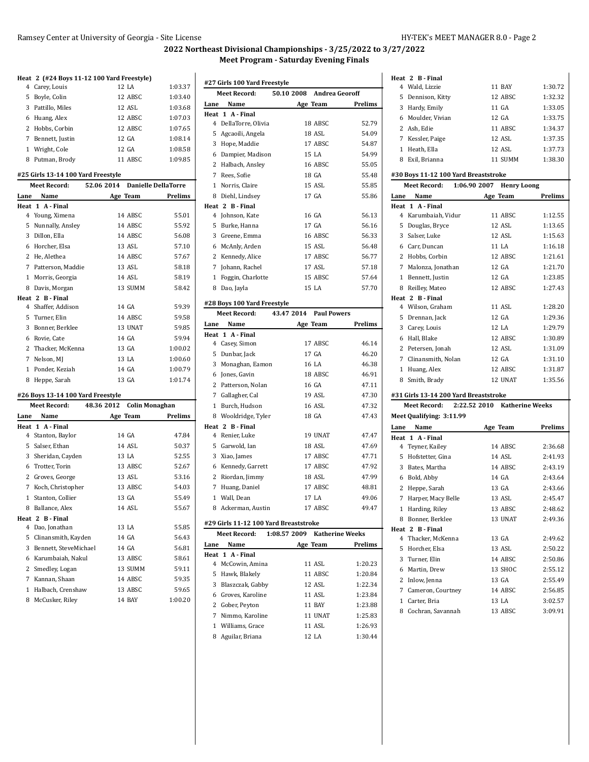## 2022 Northeast Divisional Championships - 3/25/2022 to 3/27/2022
### Meet Program - Saturday Evening Finals

**Heat 2 (#24 Boys 11-12 100 Yard Freestyle)**

| Lane | Name | Age | Team | Prelims |
|---|---|---|---|---|
| 4 | Carey, Louis | 12 | LA | 1:03.37 |
| 5 | Boyle, Colin | 12 | ABSC | 1:03.40 |
| 3 | Pattillo, Miles | 12 | ASL | 1:03.68 |
| 6 | Huang, Alex | 12 | ABSC | 1:07.03 |
| 2 | Hobbs, Corbin | 12 | ABSC | 1:07.65 |
| 7 | Bennett, Justin | 12 | GA | 1:08.14 |
| 1 | Wright, Cole | 12 | GA | 1:08.58 |
| 8 | Putman, Brody | 11 | ABSC | 1:09.85 |

### #25 Girls 13-14 100 Yard Freestyle

Meet Record: 52.06 2014 Danielle DellaTorre

| Lane | Name | Age | Team | Prelims |
|---|---|---|---|---|
| **Heat 1 A - Final** | | | | |
| 4 | Young, Ximena | 14 | ABSC | 55.01 |
| 5 | Nunnally, Ansley | 14 | ABSC | 55.92 |
| 3 | Dillon, Ella | 14 | ABSC | 56.08 |
| 6 | Horcher, Elsa | 13 | ASL | 57.10 |
| 2 | He, Alethea | 14 | ABSC | 57.67 |
| 7 | Patterson, Maddie | 13 | ASL | 58.18 |
| 1 | Morris, Georgia | 14 | ASL | 58.19 |
| 8 | Davis, Morgan | 13 | SUMM | 58.42 |
| **Heat 2 B - Final** | | | | |
| 4 | Shaffer, Addison | 14 | GA | 59.39 |
| 5 | Turner, Elin | 14 | ABSC | 59.58 |
| 3 | Bonner, Berklee | 13 | UNAT | 59.85 |
| 6 | Rovie, Cate | 14 | GA | 59.94 |
| 2 | Thacker, McKenna | 13 | GA | 1:00.02 |
| 7 | Nelson, MJ | 13 | LA | 1:00.60 |
| 1 | Ponder, Keziah | 14 | GA | 1:00.79 |
| 8 | Heppe, Sarah | 13 | GA | 1:01.74 |

### #26 Boys 13-14 100 Yard Freestyle

Meet Record: 48.36 2012 Colin Monaghan

| Lane | Name | Age | Team | Prelims |
|---|---|---|---|---|
| **Heat 1 A - Final** | | | | |
| 4 | Stanton, Baylor | 14 | GA | 47.84 |
| 5 | Salser, Ethan | 14 | ASL | 50.37 |
| 3 | Sheridan, Cayden | 13 | LA | 52.55 |
| 6 | Trotter, Torin | 13 | ABSC | 52.67 |
| 2 | Groves, George | 13 | ASL | 53.16 |
| 7 | Koch, Christopher | 13 | ABSC | 54.03 |
| 1 | Stanton, Collier | 13 | GA | 55.49 |
| 8 | Ballance, Alex | 14 | ASL | 55.67 |
| **Heat 2 B - Final** | | | | |
| 4 | Dao, Jonathan | 13 | LA | 55.85 |
| 5 | Clinansmith, Kayden | 14 | GA | 56.43 |
| 3 | Bennett, SteveMichael | 14 | GA | 56.81 |
| 6 | Karumbaiah, Nakul | 13 | ABSC | 58.61 |
| 2 | Smedley, Logan | 13 | SUMM | 59.11 |
| 7 | Kannan, Shaan | 14 | ABSC | 59.35 |
| 1 | Halbach, Crenshaw | 13 | ABSC | 59.65 |
| 8 | McCusker, Riley | 14 | BAY | 1:00.20 |

### #27 Girls 100 Yard Freestyle

Meet Record: 50.10 2008 Andrea Georoff

| Lane | Name | Age | Team | Prelims |
|---|---|---|---|---|
| **Heat 1 A - Final** | | | | |
| 4 | DellaTorre, Olivia | 18 | ABSC | 52.79 |
| 5 | Agcaoili, Angela | 18 | ASL | 54.09 |
| 3 | Hope, Maddie | 17 | ABSC | 54.87 |
| 6 | Dampier, Madison | 15 | LA | 54.99 |
| 2 | Halbach, Ansley | 16 | ABSC | 55.05 |
| 7 | Rees, Sofie | 18 | GA | 55.48 |
| 1 | Norris, Claire | 15 | ASL | 55.85 |
| 8 | Diehl, Lindsey | 17 | GA | 55.86 |
| **Heat 2 B - Final** | | | | |
| 4 | Johnson, Kate | 16 | GA | 56.13 |
| 5 | Burke, Hanna | 17 | GA | 56.16 |
| 3 | Greene, Emma | 16 | ABSC | 56.33 |
| 6 | McAnly, Arden | 15 | ASL | 56.48 |
| 2 | Kennedy, Alice | 17 | ABSC | 56.77 |
| 7 | Johann, Rachel | 17 | ASL | 57.18 |
| 1 | Foggin, Charlotte | 15 | ABSC | 57.64 |
| 8 | Dao, Jayla | 15 | LA | 57.70 |

### #28 Boys 100 Yard Freestyle

Meet Record: 43.47 2014 Paul Powers

| Lane | Name | Age | Team | Prelims |
|---|---|---|---|---|
| **Heat 1 A - Final** | | | | |
| 4 | Casey, Simon | 17 | ABSC | 46.14 |
| 5 | Dunbar, Jack | 17 | GA | 46.20 |
| 3 | Monaghan, Eamon | 16 | LA | 46.38 |
| 6 | Jones, Gavin | 18 | ABSC | 46.91 |
| 2 | Patterson, Nolan | 16 | GA | 47.11 |
| 7 | Gallagher, Cal | 19 | ASL | 47.30 |
| 1 | Burch, Hudson | 16 | ASL | 47.32 |
| 8 | Wooldridge, Tyler | 18 | GA | 47.43 |
| **Heat 2 B - Final** | | | | |
| 4 | Renier, Luke | 19 | UNAT | 47.47 |
| 5 | Garwold, Ian | 18 | ASL | 47.69 |
| 3 | Xiao, James | 17 | ABSC | 47.71 |
| 6 | Kennedy, Garrett | 17 | ABSC | 47.92 |
| 2 | Riordan, Jimmy | 18 | ASL | 47.99 |
| 7 | Huang, Daniel | 17 | ABSC | 48.81 |
| 1 | Wall, Dean | 17 | LA | 49.06 |
| 8 | Ackerman, Austin | 17 | ABSC | 49.47 |

### #29 Girls 11-12 100 Yard Breaststroke

Meet Record: 1:08.57 2009 Katherine Weeks

| Lane | Name | Age | Team | Prelims |
|---|---|---|---|---|
| **Heat 1 A - Final** | | | | |
| 4 | McCowin, Amina | 11 | ASL | 1:20.23 |
| 5 | Hawk, Blakely | 11 | ABSC | 1:20.84 |
| 3 | Blaszczak, Gabby | 12 | ASL | 1:22.34 |
| 6 | Groves, Karoline | 11 | ASL | 1:23.84 |
| 2 | Gober, Peyton | 11 | BAY | 1:23.88 |
| 7 | Nimmo, Karoline | 11 | UNAT | 1:25.83 |
| 1 | Williams, Grace | 11 | ASL | 1:26.93 |
| 8 | Aguilar, Briana | 12 | LA | 1:30.44 |
| **Heat 2 B - Final** | | | | |
| 4 | Wald, Lizzie | 11 | BAY | 1:30.72 |
| 5 | Dennison, Kitty | 12 | ABSC | 1:32.32 |
| 3 | Hardy, Emily | 11 | GA | 1:33.05 |
| 6 | Moulder, Vivian | 12 | GA | 1:33.75 |
| 2 | Ash, Edie | 11 | ABSC | 1:34.37 |
| 7 | Kessler, Paige | 12 | ASL | 1:37.35 |
| 1 | Heath, Ella | 12 | ASL | 1:37.73 |
| 8 | Exil, Brianna | 11 | SUMM | 1:38.30 |

### #30 Boys 11-12 100 Yard Breaststroke

Meet Record: 1:06.90 2007 Henry Loong

| Lane | Name | Age | Team | Prelims |
|---|---|---|---|---|
| **Heat 1 A - Final** | | | | |
| 4 | Karumbaiah, Vidur | 11 | ABSC | 1:12.55 |
| 5 | Douglas, Bryce | 12 | ASL | 1:13.65 |
| 3 | Salser, Luke | 12 | ASL | 1:15.63 |
| 6 | Carr, Duncan | 11 | LA | 1:16.18 |
| 2 | Hobbs, Corbin | 12 | ABSC | 1:21.61 |
| 7 | Malonza, Jonathan | 12 | GA | 1:21.70 |
| 1 | Bennett, Justin | 12 | GA | 1:23.85 |
| 8 | Reilley, Mateo | 12 | ABSC | 1:27.43 |
| **Heat 2 B - Final** | | | | |
| 4 | Wilson, Graham | 11 | ASL | 1:28.20 |
| 5 | Drennan, Jack | 12 | GA | 1:29.36 |
| 3 | Carey, Louis | 12 | LA | 1:29.79 |
| 6 | Hall, Blake | 12 | ABSC | 1:30.89 |
| 2 | Petersen, Jonah | 12 | ASL | 1:31.09 |
| 7 | Clinansmith, Nolan | 12 | GA | 1:31.10 |
| 1 | Huang, Alex | 12 | ABSC | 1:31.87 |
| 8 | Smith, Brady | 12 | UNAT | 1:35.56 |

### #31 Girls 13-14 200 Yard Breaststroke

Meet Record: 2:22.52 2010 Katherine Weeks

Meet Qualifying: 3:11.99

| Lane | Name | Age | Team | Prelims |
|---|---|---|---|---|
| **Heat 1 A - Final** | | | | |
| 4 | Teyner, Kailey | 14 | ABSC | 2:36.68 |
| 5 | Hofstetter, Gina | 14 | ASL | 2:41.93 |
| 3 | Bates, Martha | 14 | ABSC | 2:43.19 |
| 6 | Bold, Abby | 14 | GA | 2:43.64 |
| 2 | Heppe, Sarah | 13 | GA | 2:43.66 |
| 7 | Harper, Macy Belle | 13 | ASL | 2:45.47 |
| 1 | Harding, Riley | 13 | ABSC | 2:48.62 |
| 8 | Bonner, Berklee | 13 | UNAT | 2:49.36 |
| **Heat 2 B - Final** | | | | |
| 4 | Thacker, McKenna | 13 | GA | 2:49.62 |
| 5 | Horcher, Elsa | 13 | ASL | 2:50.22 |
| 3 | Turner, Elin | 14 | ABSC | 2:50.86 |
| 6 | Martin, Drew | 13 | SHOC | 2:55.12 |
| 2 | Inlow, Jenna | 13 | GA | 2:55.49 |
| 7 | Cameron, Courtney | 14 | ABSC | 2:56.85 |
| 1 | Carter, Bria | 13 | LA | 3:02.57 |
| 8 | Cochran, Savannah | 13 | ABSC | 3:09.91 |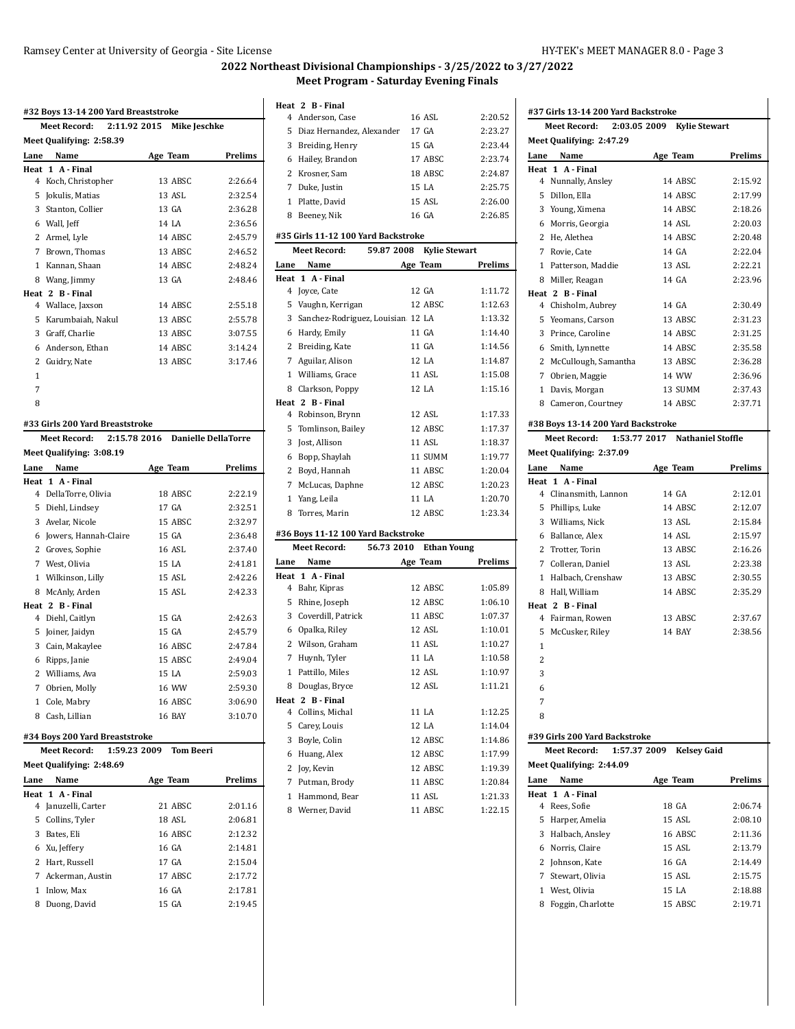## 2022 Northeast Divisional Championships - 3/25/2022 to 3/27/2022

### Meet Program - Saturday Evening Finals

#### #32 Boys 13-14 200 Yard Breaststroke

Meet Record: 2:11.92 2015 Mike Jeschke

Meet Qualifying: 2:58.39

| Lane | Name | Age | Team | Prelims |
|---|---|---|---|---|
| **Heat 1 A - Final** | | | | |
| 4 | Koch, Christopher | 13 | ABSC | 2:26.64 |
| 5 | Jokulis, Matias | 13 | ASL | 2:32.54 |
| 3 | Stanton, Collier | 13 | GA | 2:36.28 |
| 6 | Wall, Jeff | 14 | LA | 2:36.56 |
| 2 | Armel, Lyle | 14 | ABSC | 2:45.79 |
| 7 | Brown, Thomas | 13 | ABSC | 2:46.52 |
| 1 | Kannan, Shaan | 14 | ABSC | 2:48.24 |
| 8 | Wang, Jimmy | 13 | GA | 2:48.46 |
| **Heat 2 B - Final** | | | | |
| 4 | Wallace, Jaxson | 14 | ABSC | 2:55.18 |
| 5 | Karumbaiah, Nakul | 13 | ABSC | 2:55.78 |
| 3 | Graff, Charlie | 13 | ABSC | 3:07.55 |
| 6 | Anderson, Ethan | 14 | ABSC | 3:14.24 |
| 2 | Guidry, Nate | 13 | ABSC | 3:17.46 |
| 1 | | | | |
| 7 | | | | |
| 8 | | | | |

#### #33 Girls 200 Yard Breaststroke

Meet Record: 2:15.78 2016 Danielle DellaTorre

Meet Qualifying: 3:08.19

| Lane | Name | Age | Team | Prelims |
|---|---|---|---|---|
| **Heat 1 A - Final** | | | | |
| 4 | DellaTorre, Olivia | 18 | ABSC | 2:22.19 |
| 5 | Diehl, Lindsey | 17 | GA | 2:32.51 |
| 3 | Avelar, Nicole | 15 | ABSC | 2:32.97 |
| 6 | Jowers, Hannah-Claire | 15 | GA | 2:36.48 |
| 2 | Groves, Sophie | 16 | ASL | 2:37.40 |
| 7 | West, Olivia | 15 | LA | 2:41.81 |
| 1 | Wilkinson, Lilly | 15 | ASL | 2:42.26 |
| 8 | McAnly, Arden | 15 | ASL | 2:42.33 |
| **Heat 2 B - Final** | | | | |
| 4 | Diehl, Caitlyn | 15 | GA | 2:42.63 |
| 5 | Joiner, Jaidyn | 15 | GA | 2:45.79 |
| 3 | Cain, Makaylee | 16 | ABSC | 2:47.84 |
| 6 | Ripps, Janie | 15 | ABSC | 2:49.04 |
| 2 | Williams, Ava | 15 | LA | 2:59.03 |
| 7 | Obrien, Molly | 16 | WW | 2:59.30 |
| 1 | Cole, Mabry | 16 | ABSC | 3:06.90 |
| 8 | Cash, Lillian | 16 | BAY | 3:10.70 |

#### #34 Boys 200 Yard Breaststroke

Meet Record: 1:59.23 2009 Tom Beeri

Meet Qualifying: 2:48.69

| Lane | Name | Age | Team | Prelims |
|---|---|---|---|---|
| **Heat 1 A - Final** | | | | |
| 4 | Januzelli, Carter | 21 | ABSC | 2:01.16 |
| 5 | Collins, Tyler | 18 | ASL | 2:06.81 |
| 3 | Bates, Eli | 16 | ABSC | 2:12.32 |
| 6 | Xu, Jeffery | 16 | GA | 2:14.81 |
| 2 | Hart, Russell | 17 | GA | 2:15.04 |
| 7 | Ackerman, Austin | 17 | ABSC | 2:17.72 |
| 1 | Inlow, Max | 16 | GA | 2:17.81 |
| 8 | Duong, David | 15 | GA | 2:19.45 |
| **Heat 2 B - Final** | | | | |
| 4 | Anderson, Case | 16 | ASL | 2:20.52 |
| 5 | Diaz Hernandez, Alexander | 17 | GA | 2:23.27 |
| 3 | Breiding, Henry | 15 | GA | 2:23.44 |
| 6 | Hailey, Brandon | 17 | ABSC | 2:23.74 |
| 2 | Krosner, Sam | 18 | ABSC | 2:24.87 |
| 7 | Duke, Justin | 15 | LA | 2:25.75 |
| 1 | Platte, David | 15 | ASL | 2:26.00 |
| 8 | Beeney, Nik | 16 | GA | 2:26.85 |

#### #35 Girls 11-12 100 Yard Backstroke

Meet Record: 59.87 2008 Kylie Stewart

| Lane | Name | Age | Team | Prelims |
|---|---|---|---|---|
| **Heat 1 A - Final** | | | | |
| 4 | Joyce, Cate | 12 | GA | 1:11.72 |
| 5 | Vaughn, Kerrigan | 12 | ABSC | 1:12.63 |
| 3 | Sanchez-Rodriguez, Louisian | 12 | LA | 1:13.32 |
| 6 | Hardy, Emily | 11 | GA | 1:14.40 |
| 2 | Breiding, Kate | 11 | GA | 1:14.56 |
| 7 | Aguilar, Alison | 12 | LA | 1:14.87 |
| 1 | Williams, Grace | 11 | ASL | 1:15.08 |
| 8 | Clarkson, Poppy | 12 | LA | 1:15.16 |
| **Heat 2 B - Final** | | | | |
| 4 | Robinson, Brynn | 12 | ASL | 1:17.33 |
| 5 | Tomlinson, Bailey | 12 | ABSC | 1:17.37 |
| 3 | Jost, Allison | 11 | ASL | 1:18.37 |
| 6 | Bopp, Shaylah | 11 | SUMM | 1:19.77 |
| 2 | Boyd, Hannah | 11 | ABSC | 1:20.04 |
| 7 | McLucas, Daphne | 12 | ABSC | 1:20.23 |
| 1 | Yang, Leila | 11 | LA | 1:20.70 |
| 8 | Torres, Marin | 12 | ABSC | 1:23.34 |

#### #36 Boys 11-12 100 Yard Backstroke

Meet Record: 56.73 2010 Ethan Young

| Lane | Name | Age | Team | Prelims |
|---|---|---|---|---|
| **Heat 1 A - Final** | | | | |
| 4 | Bahr, Kipras | 12 | ABSC | 1:05.89 |
| 5 | Rhine, Joseph | 12 | ABSC | 1:06.10 |
| 3 | Coverdill, Patrick | 11 | ABSC | 1:07.37 |
| 6 | Opalka, Riley | 12 | ASL | 1:10.01 |
| 2 | Wilson, Graham | 11 | ASL | 1:10.27 |
| 7 | Huynh, Tyler | 11 | LA | 1:10.58 |
| 1 | Pattillo, Miles | 12 | ASL | 1:10.97 |
| 8 | Douglas, Bryce | 12 | ASL | 1:11.21 |
| **Heat 2 B - Final** | | | | |
| 4 | Collins, Michal | 11 | LA | 1:12.25 |
| 5 | Carey, Louis | 12 | LA | 1:14.04 |
| 3 | Boyle, Colin | 12 | ABSC | 1:14.86 |
| 6 | Huang, Alex | 12 | ABSC | 1:17.99 |
| 2 | Joy, Kevin | 12 | ABSC | 1:19.39 |
| 7 | Putman, Brody | 11 | ABSC | 1:20.84 |
| 1 | Hammond, Bear | 11 | ASL | 1:21.33 |
| 8 | Werner, David | 11 | ABSC | 1:22.15 |

#### #37 Girls 13-14 200 Yard Backstroke

Meet Record: 2:03.05 2009 Kylie Stewart

Meet Qualifying: 2:47.29

| Lane | Name | Age | Team | Prelims |
|---|---|---|---|---|
| **Heat 1 A - Final** | | | | |
| 4 | Nunnally, Ansley | 14 | ABSC | 2:15.92 |
| 5 | Dillon, Ella | 14 | ABSC | 2:17.99 |
| 3 | Young, Ximena | 14 | ABSC | 2:18.26 |
| 6 | Morris, Georgia | 14 | ASL | 2:20.03 |
| 2 | He, Alethea | 14 | ABSC | 2:20.48 |
| 7 | Rovie, Cate | 14 | GA | 2:22.04 |
| 1 | Patterson, Maddie | 13 | ASL | 2:22.21 |
| 8 | Miller, Reagan | 14 | GA | 2:23.96 |
| **Heat 2 B - Final** | | | | |
| 4 | Chisholm, Aubrey | 14 | GA | 2:30.49 |
| 5 | Yeomans, Carson | 13 | ABSC | 2:31.23 |
| 3 | Prince, Caroline | 14 | ABSC | 2:31.25 |
| 6 | Smith, Lynnette | 14 | ABSC | 2:35.58 |
| 2 | McCullough, Samantha | 13 | ABSC | 2:36.28 |
| 7 | Obrien, Maggie | 14 | WW | 2:36.96 |
| 1 | Davis, Morgan | 13 | SUMM | 2:37.43 |
| 8 | Cameron, Courtney | 14 | ABSC | 2:37.71 |

#### #38 Boys 13-14 200 Yard Backstroke

Meet Record: 1:53.77 2017 Nathaniel Stoffle

Meet Qualifying: 2:37.09

| Lane | Name | Age | Team | Prelims |
|---|---|---|---|---|
| **Heat 1 A - Final** | | | | |
| 4 | Clinansmith, Lannon | 14 | GA | 2:12.01 |
| 5 | Phillips, Luke | 14 | ABSC | 2:12.07 |
| 3 | Williams, Nick | 13 | ASL | 2:15.84 |
| 6 | Ballance, Alex | 14 | ASL | 2:15.97 |
| 2 | Trotter, Torin | 13 | ABSC | 2:16.26 |
| 7 | Colleran, Daniel | 13 | ASL | 2:23.38 |
| 1 | Halbach, Crenshaw | 13 | ABSC | 2:30.55 |
| 8 | Hall, William | 14 | ABSC | 2:35.29 |
| **Heat 2 B - Final** | | | | |
| 4 | Fairman, Rowen | 13 | ABSC | 2:37.67 |
| 5 | McCusker, Riley | 14 | BAY | 2:38.56 |
| 1 | | | | |
| 2 | | | | |
| 3 | | | | |
| 6 | | | | |
| 7 | | | | |
| 8 | | | | |

#### #39 Girls 200 Yard Backstroke

Meet Record: 1:57.37 2009 Kelsey Gaid

Meet Qualifying: 2:44.09

| Lane | Name | Age | Team | Prelims |
|---|---|---|---|---|
| **Heat 1 A - Final** | | | | |
| 4 | Rees, Sofie | 18 | GA | 2:06.74 |
| 5 | Harper, Amelia | 15 | ASL | 2:08.10 |
| 3 | Halbach, Ansley | 16 | ABSC | 2:11.36 |
| 6 | Norris, Claire | 15 | ASL | 2:13.79 |
| 2 | Johnson, Kate | 16 | GA | 2:14.49 |
| 7 | Stewart, Olivia | 15 | ASL | 2:15.75 |
| 1 | West, Olivia | 15 | LA | 2:18.88 |
| 8 | Foggin, Charlotte | 15 | ABSC | 2:19.71 |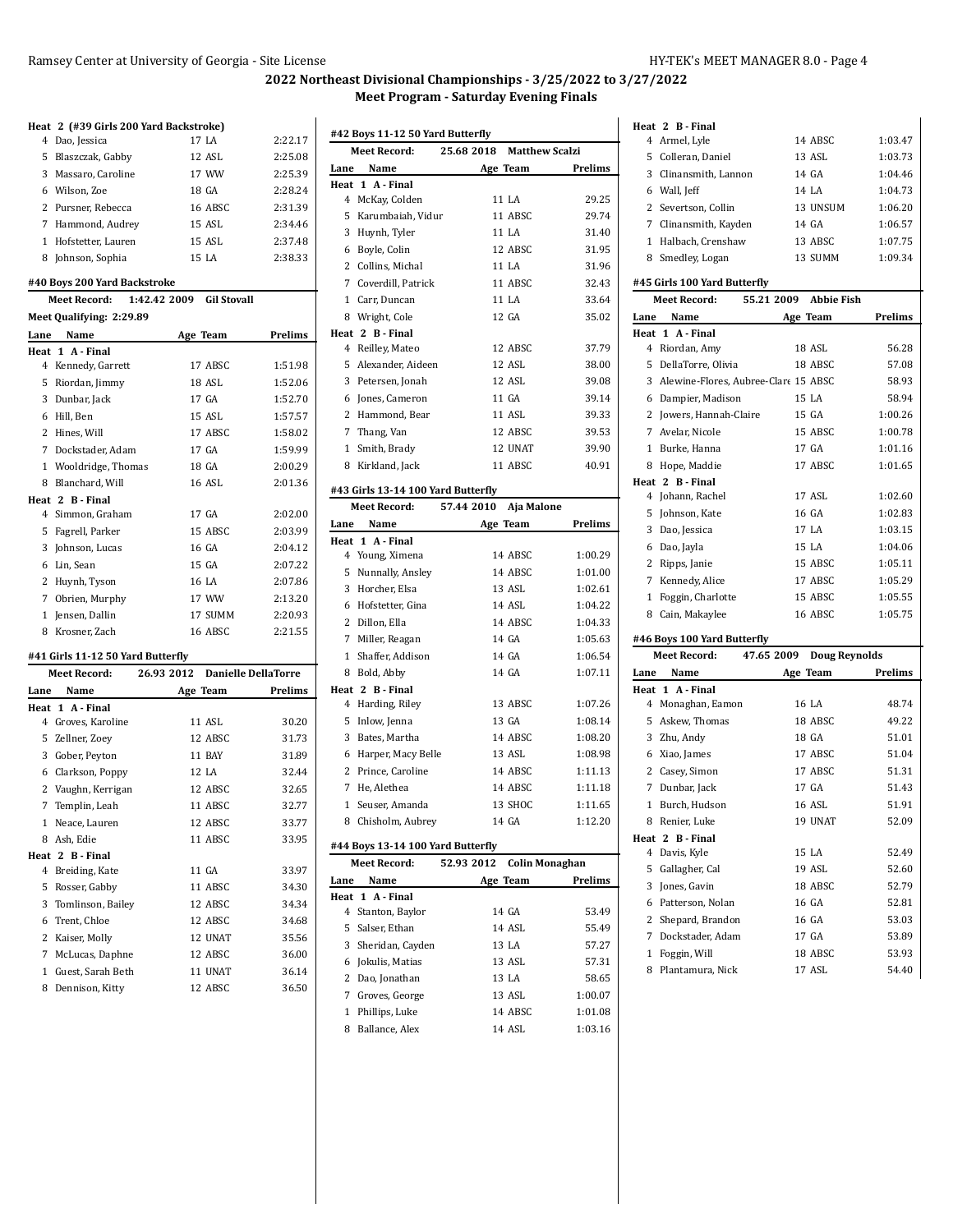## 2022 Northeast Divisional Championships - 3/25/2022 to 3/27/2022

### Meet Program - Saturday Evening Finals

**Heat 2 (#39 Girls 200 Yard Backstroke)**

| Lane | Name | Age | Team | Prelims |
|---|---|---|---|---|
| 4 | Dao, Jessica | 17 | LA | 2:22.17 |
| 5 | Blaszczak, Gabby | 12 | ASL | 2:25.08 |
| 3 | Massaro, Caroline | 17 | WW | 2:25.39 |
| 6 | Wilson, Zoe | 18 | GA | 2:28.24 |
| 2 | Pursner, Rebecca | 16 | ABSC | 2:31.39 |
| 7 | Hammond, Audrey | 15 | ASL | 2:34.46 |
| 1 | Hofstetter, Lauren | 15 | ASL | 2:37.48 |
| 8 | Johnson, Sophia | 15 | LA | 2:38.33 |

#### #40 Boys 200 Yard Backstroke

Meet Record: 1:42.42 2009 Gil Stovall

Meet Qualifying: 2:29.89

| Lane | Name | Age | Team | Prelims |
|---|---|---|---|---|
| **Heat 1 A - Final** | | | | |
| 4 | Kennedy, Garrett | 17 | ABSC | 1:51.98 |
| 5 | Riordan, Jimmy | 18 | ASL | 1:52.06 |
| 3 | Dunbar, Jack | 17 | GA | 1:52.70 |
| 6 | Hill, Ben | 15 | ASL | 1:57.57 |
| 2 | Hines, Will | 17 | ABSC | 1:58.02 |
| 7 | Dockstader, Adam | 17 | GA | 1:59.99 |
| 1 | Wooldridge, Thomas | 18 | GA | 2:00.29 |
| 8 | Blanchard, Will | 16 | ASL | 2:01.36 |
| **Heat 2 B - Final** | | | | |
| 4 | Simmon, Graham | 17 | GA | 2:02.00 |
| 5 | Fagrell, Parker | 15 | ABSC | 2:03.99 |
| 3 | Johnson, Lucas | 16 | GA | 2:04.12 |
| 6 | Lin, Sean | 15 | GA | 2:07.22 |
| 2 | Huynh, Tyson | 16 | LA | 2:07.86 |
| 7 | Obrien, Murphy | 17 | WW | 2:13.20 |
| 1 | Jensen, Dallin | 17 | SUMM | 2:20.93 |
| 8 | Krosner, Zach | 16 | ABSC | 2:21.55 |

#### #41 Girls 11-12 50 Yard Butterfly

Meet Record: 26.93 2012 Danielle DellaTorre

| Lane | Name | Age | Team | Prelims |
|---|---|---|---|---|
| **Heat 1 A - Final** | | | | |
| 4 | Groves, Karoline | 11 | ASL | 30.20 |
| 5 | Zellner, Zoey | 12 | ABSC | 31.73 |
| 3 | Gober, Peyton | 11 | BAY | 31.89 |
| 6 | Clarkson, Poppy | 12 | LA | 32.44 |
| 2 | Vaughn, Kerrigan | 12 | ABSC | 32.65 |
| 7 | Templin, Leah | 11 | ABSC | 32.77 |
| 1 | Neace, Lauren | 12 | ABSC | 33.77 |
| 8 | Ash, Edie | 11 | ABSC | 33.95 |
| **Heat 2 B - Final** | | | | |
| 4 | Breiding, Kate | 11 | GA | 33.97 |
| 5 | Rosser, Gabby | 11 | ABSC | 34.30 |
| 3 | Tomlinson, Bailey | 12 | ABSC | 34.34 |
| 6 | Trent, Chloe | 12 | ABSC | 34.68 |
| 2 | Kaiser, Molly | 12 | UNAT | 35.56 |
| 7 | McLucas, Daphne | 12 | ABSC | 36.00 |
| 1 | Guest, Sarah Beth | 11 | UNAT | 36.14 |
| 8 | Dennison, Kitty | 12 | ABSC | 36.50 |

#### #42 Boys 11-12 50 Yard Butterfly

Meet Record: 25.68 2018 Matthew Scalzi

| Lane | Name | Age | Team | Prelims |
|---|---|---|---|---|
| **Heat 1 A - Final** | | | | |
| 4 | McKay, Colden | 11 | LA | 29.25 |
| 5 | Karumbaiah, Vidur | 11 | ABSC | 29.74 |
| 3 | Huynh, Tyler | 11 | LA | 31.40 |
| 6 | Boyle, Colin | 12 | ABSC | 31.95 |
| 2 | Collins, Michal | 11 | LA | 31.96 |
| 7 | Coverdill, Patrick | 11 | ABSC | 32.43 |
| 1 | Carr, Duncan | 11 | LA | 33.64 |
| 8 | Wright, Cole | 12 | GA | 35.02 |
| **Heat 2 B - Final** | | | | |
| 4 | Reilley, Mateo | 12 | ABSC | 37.79 |
| 5 | Alexander, Aideen | 12 | ASL | 38.00 |
| 3 | Petersen, Jonah | 12 | ASL | 39.08 |
| 6 | Jones, Cameron | 11 | GA | 39.14 |
| 2 | Hammond, Bear | 11 | ASL | 39.33 |
| 7 | Thang, Van | 12 | ABSC | 39.53 |
| 1 | Smith, Brady | 12 | UNAT | 39.90 |
| 8 | Kirkland, Jack | 11 | ABSC | 40.91 |

#### #43 Girls 13-14 100 Yard Butterfly

Meet Record: 57.44 2010 Aja Malone

| Lane | Name | Age | Team | Prelims |
|---|---|---|---|---|
| **Heat 1 A - Final** | | | | |
| 4 | Young, Ximena | 14 | ABSC | 1:00.29 |
| 5 | Nunnally, Ansley | 14 | ABSC | 1:01.00 |
| 3 | Horcher, Elsa | 13 | ASL | 1:02.61 |
| 6 | Hofstetter, Gina | 14 | ASL | 1:04.22 |
| 2 | Dillon, Ella | 14 | ABSC | 1:04.33 |
| 7 | Miller, Reagan | 14 | GA | 1:05.63 |
| 1 | Shaffer, Addison | 14 | GA | 1:06.54 |
| 8 | Bold, Abby | 14 | GA | 1:07.11 |
| **Heat 2 B - Final** | | | | |
| 4 | Harding, Riley | 13 | ABSC | 1:07.26 |
| 5 | Inlow, Jenna | 13 | GA | 1:08.14 |
| 3 | Bates, Martha | 14 | ABSC | 1:08.20 |
| 6 | Harper, Macy Belle | 13 | ASL | 1:08.98 |
| 2 | Prince, Caroline | 14 | ABSC | 1:11.13 |
| 7 | He, Alethea | 14 | ABSC | 1:11.18 |
| 1 | Seuser, Amanda | 13 | SHOC | 1:11.65 |
| 8 | Chisholm, Aubrey | 14 | GA | 1:12.20 |

#### #44 Boys 13-14 100 Yard Butterfly

Meet Record: 52.93 2012 Colin Monaghan

| Lane | Name | Age | Team | Prelims |
|---|---|---|---|---|
| **Heat 1 A - Final** | | | | |
| 4 | Stanton, Baylor | 14 | GA | 53.49 |
| 5 | Salser, Ethan | 14 | ASL | 55.49 |
| 3 | Sheridan, Cayden | 13 | LA | 57.27 |
| 6 | Jokulis, Matias | 13 | ASL | 57.31 |
| 2 | Dao, Jonathan | 13 | LA | 58.65 |
| 7 | Groves, George | 13 | ASL | 1:00.07 |
| 1 | Phillips, Luke | 14 | ABSC | 1:01.08 |
| 8 | Ballance, Alex | 14 | ASL | 1:03.16 |
| **Heat 2 B - Final** | | | | |
| 4 | Armel, Lyle | 14 | ABSC | 1:03.47 |
| 5 | Colleran, Daniel | 13 | ASL | 1:03.73 |
| 3 | Clinansmith, Lannon | 14 | GA | 1:04.46 |
| 6 | Wall, Jeff | 14 | LA | 1:04.73 |
| 2 | Severtson, Collin | 13 | UNSUM | 1:06.20 |
| 7 | Clinansmith, Kayden | 14 | GA | 1:06.57 |
| 1 | Halbach, Crenshaw | 13 | ABSC | 1:07.75 |
| 8 | Smedley, Logan | 13 | SUMM | 1:09.34 |

#### #45 Girls 100 Yard Butterfly

Meet Record: 55.21 2009 Abbie Fish

| Lane | Name | Age | Team | Prelims |
|---|---|---|---|---|
| **Heat 1 A - Final** | | | | |
| 4 | Riordan, Amy | 18 | ASL | 56.28 |
| 5 | DellaTorre, Olivia | 18 | ABSC | 57.08 |
| 3 | Alewine-Flores, Aubree-Clare | 15 | ABSC | 58.93 |
| 6 | Dampier, Madison | 15 | LA | 58.94 |
| 2 | Jowers, Hannah-Claire | 15 | GA | 1:00.26 |
| 7 | Avelar, Nicole | 15 | ABSC | 1:00.78 |
| 1 | Burke, Hanna | 17 | GA | 1:01.16 |
| 8 | Hope, Maddie | 17 | ABSC | 1:01.65 |
| **Heat 2 B - Final** | | | | |
| 4 | Johann, Rachel | 17 | ASL | 1:02.60 |
| 5 | Johnson, Kate | 16 | GA | 1:02.83 |
| 3 | Dao, Jessica | 17 | LA | 1:03.15 |
| 6 | Dao, Jayla | 15 | LA | 1:04.06 |
| 2 | Ripps, Janie | 15 | ABSC | 1:05.11 |
| 7 | Kennedy, Alice | 17 | ABSC | 1:05.29 |
| 1 | Foggin, Charlotte | 15 | ABSC | 1:05.55 |
| 8 | Cain, Makaylee | 16 | ABSC | 1:05.75 |

#### #46 Boys 100 Yard Butterfly

Meet Record: 47.65 2009 Doug Reynolds

| Lane | Name | Age | Team | Prelims |
|---|---|---|---|---|
| **Heat 1 A - Final** | | | | |
| 4 | Monaghan, Eamon | 16 | LA | 48.74 |
| 5 | Askew, Thomas | 18 | ABSC | 49.22 |
| 3 | Zhu, Andy | 18 | GA | 51.01 |
| 6 | Xiao, James | 17 | ABSC | 51.04 |
| 2 | Casey, Simon | 17 | ABSC | 51.31 |
| 7 | Dunbar, Jack | 17 | GA | 51.43 |
| 1 | Burch, Hudson | 16 | ASL | 51.91 |
| 8 | Renier, Luke | 19 | UNAT | 52.09 |
| **Heat 2 B - Final** | | | | |
| 4 | Davis, Kyle | 15 | LA | 52.49 |
| 5 | Gallagher, Cal | 19 | ASL | 52.60 |
| 3 | Jones, Gavin | 18 | ABSC | 52.79 |
| 6 | Patterson, Nolan | 16 | GA | 52.81 |
| 2 | Shepard, Brandon | 16 | GA | 53.03 |
| 7 | Dockstader, Adam | 17 | GA | 53.89 |
| 1 | Foggin, Will | 18 | ABSC | 53.93 |
| 8 | Plantamura, Nick | 17 | ASL | 54.40 |